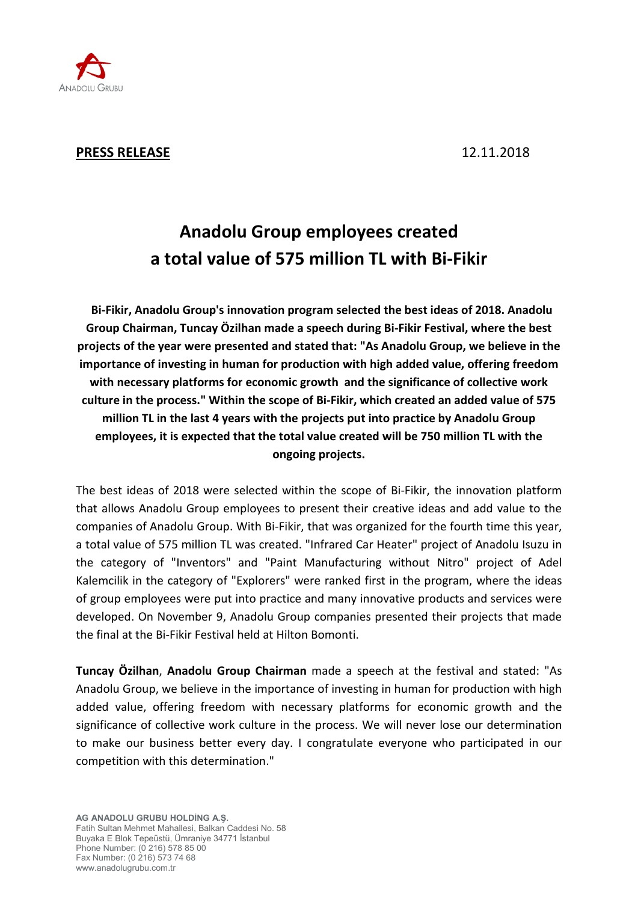**PRESS RELEASE** 12.11.2018

# Anadolu Group employees created a total value of 575 million TL with Bi-Fikir

**Bi-Fikir, Anadolu Group's innovation program selected the best ideas of 2018. Anadolu Group Chairman, Tuncay Özilhan made a speech during Bi-Fikir Festival, where the best projects of the year were presented and stated that: "As Anadolu Group, we believe in the importance of investing in human for production with high added value, offering freedom with necessary platforms for economic growth and the significance of collective work culture in the process." Within the scope of Bi-Fikir, which created an added value of 575 million TL in the last 4 years with the projects put into practice by Anadolu Group employees, it is expected that the total value created will be 750 million TL with the ongoing projects.**

The best ideas of 2018 were selected within the scope of Bi-Fikir, the innovation platform that allows Anadolu Group employees to present their creative ideas and add value to the companies of Anadolu Group. With Bi-Fikir, that was organized for the fourth time this year, a total value of 575 million TL was created. "Infrared Car Heater" project of Anadolu Isuzu in the category of "Inventors" and "Paint Manufacturing without Nitro" project of Adel Kalemcilik in the category of "Explorers" were ranked first in the program, where the ideas of group employees were put into practice and many innovative products and services were developed. On November 9, Anadolu Group companies presented their projects that made the final at the Bi-Fikir Festival held at Hilton Bomonti.

**Tuncay Özilhan**, **Anadolu Group Chairman** made a speech at the festival and stated: "As Anadolu Group, we believe in the importance of investing in human for production with high added value, offering freedom with necessary platforms for economic growth and the significance of collective work culture in the process. We will never lose our determination to make our business better every day. I congratulate everyone who participated in our competition with this determination."

**AG ANADOLU GRUBU HOLDİNG A.Ş.**
Fatih Sultan Mehmet Mahallesi, Balkan Caddesi No. 58
Buyaka E Blok Tepeüstü, Ümraniye 34771 İstanbul
Phone Number: (0 216) 578 85 00
Fax Number: (0 216) 573 74 68
www.anadolugrubu.com.tr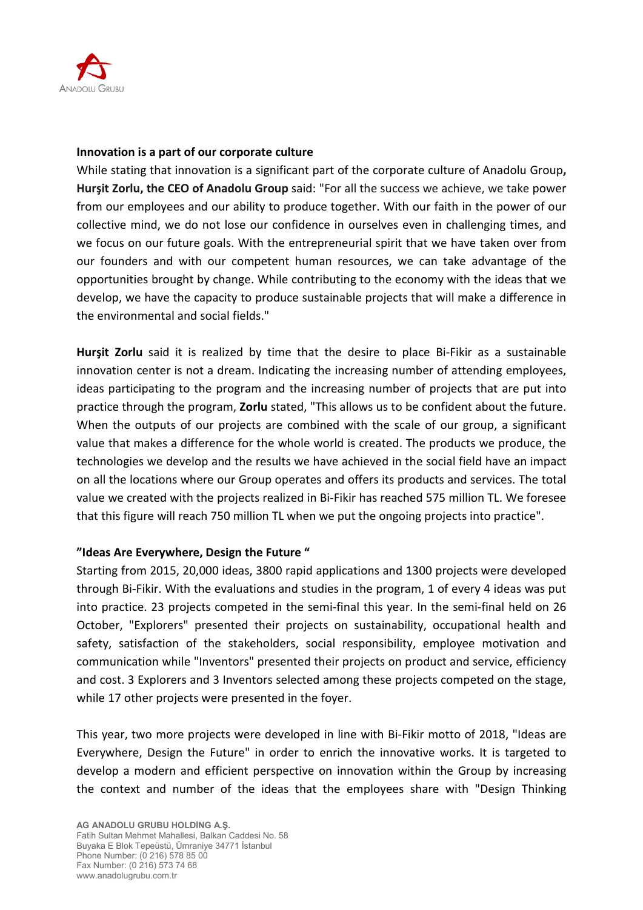**Innovation is a part of our corporate culture**

While stating that innovation is a significant part of the corporate culture of Anadolu Group**, Hurşit Zorlu, the CEO of Anadolu Group** said: "For all the success we achieve, we take power from our employees and our ability to produce together. With our faith in the power of our collective mind, we do not lose our confidence in ourselves even in challenging times, and we focus on our future goals. With the entrepreneurial spirit that we have taken over from our founders and with our competent human resources, we can take advantage of the opportunities brought by change. While contributing to the economy with the ideas that we develop, we have the capacity to produce sustainable projects that will make a difference in the environmental and social fields."

**Hurşit Zorlu** said it is realized by time that the desire to place Bi-Fikir as a sustainable innovation center is not a dream. Indicating the increasing number of attending employees, ideas participating to the program and the increasing number of projects that are put into practice through the program, **Zorlu** stated, "This allows us to be confident about the future. When the outputs of our projects are combined with the scale of our group, a significant value that makes a difference for the whole world is created. The products we produce, the technologies we develop and the results we have achieved in the social field have an impact on all the locations where our Group operates and offers its products and services. The total value we created with the projects realized in Bi-Fikir has reached 575 million TL. We foresee that this figure will reach 750 million TL when we put the ongoing projects into practice".

**"Ideas Are Everywhere, Design the Future "**

Starting from 2015, 20,000 ideas, 3800 rapid applications and 1300 projects were developed through Bi-Fikir. With the evaluations and studies in the program, 1 of every 4 ideas was put into practice. 23 projects competed in the semi-final this year. In the semi-final held on 26 October, "Explorers" presented their projects on sustainability, occupational health and safety, satisfaction of the stakeholders, social responsibility, employee motivation and communication while "Inventors" presented their projects on product and service, efficiency and cost. 3 Explorers and 3 Inventors selected among these projects competed on the stage, while 17 other projects were presented in the foyer.

This year, two more projects were developed in line with Bi-Fikir motto of 2018, "Ideas are Everywhere, Design the Future" in order to enrich the innovative works. It is targeted to develop a modern and efficient perspective on innovation within the Group by increasing the context and number of the ideas that the employees share with "Design Thinking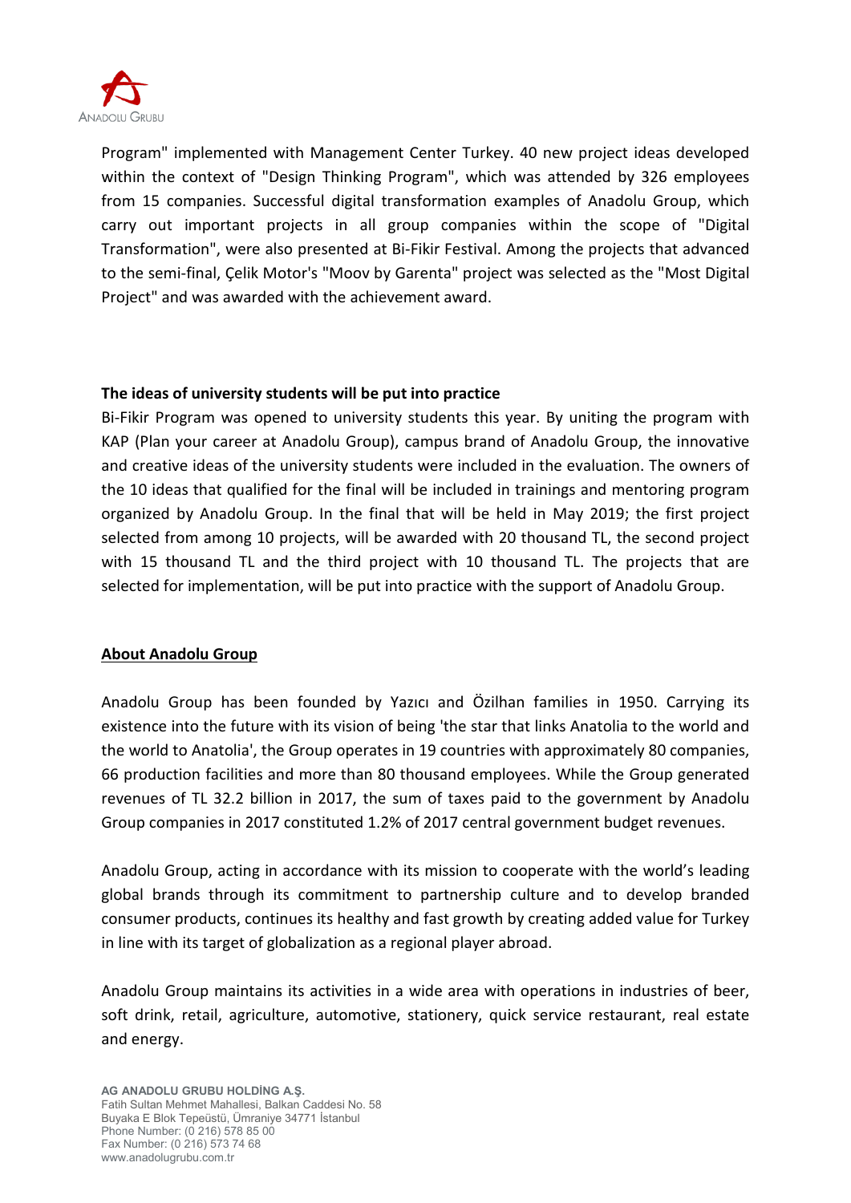Program" implemented with Management Center Turkey. 40 new project ideas developed within the context of "Design Thinking Program", which was attended by 326 employees from 15 companies. Successful digital transformation examples of Anadolu Group, which carry out important projects in all group companies within the scope of "Digital Transformation", were also presented at Bi-Fikir Festival. Among the projects that advanced to the semi-final, Çelik Motor's "Moov by Garenta" project was selected as the "Most Digital Project" and was awarded with the achievement award.

**The ideas of university students will be put into practice**

Bi-Fikir Program was opened to university students this year. By uniting the program with KAP (Plan your career at Anadolu Group), campus brand of Anadolu Group, the innovative and creative ideas of the university students were included in the evaluation. The owners of the 10 ideas that qualified for the final will be included in trainings and mentoring program organized by Anadolu Group. In the final that will be held in May 2019; the first project selected from among 10 projects, will be awarded with 20 thousand TL, the second project with 15 thousand TL and the third project with 10 thousand TL. The projects that are selected for implementation, will be put into practice with the support of Anadolu Group.

**About Anadolu Group**

Anadolu Group has been founded by Yazıcı and Özilhan families in 1950. Carrying its existence into the future with its vision of being 'the star that links Anatolia to the world and the world to Anatolia', the Group operates in 19 countries with approximately 80 companies, 66 production facilities and more than 80 thousand employees. While the Group generated revenues of TL 32.2 billion in 2017, the sum of taxes paid to the government by Anadolu Group companies in 2017 constituted 1.2% of 2017 central government budget revenues.

Anadolu Group, acting in accordance with its mission to cooperate with the world's leading global brands through its commitment to partnership culture and to develop branded consumer products, continues its healthy and fast growth by creating added value for Turkey in line with its target of globalization as a regional player abroad.

Anadolu Group maintains its activities in a wide area with operations in industries of beer, soft drink, retail, agriculture, automotive, stationery, quick service restaurant, real estate and energy.

**AG ANADOLU GRUBU HOLDİNG A.Ş.**
Fatih Sultan Mehmet Mahallesi, Balkan Caddesi No. 58
Buyaka E Blok Tepeüstü, Ümraniye 34771 İstanbul
Phone Number: (0 216) 578 85 00
Fax Number: (0 216) 573 74 68
www.anadolugrubu.com.tr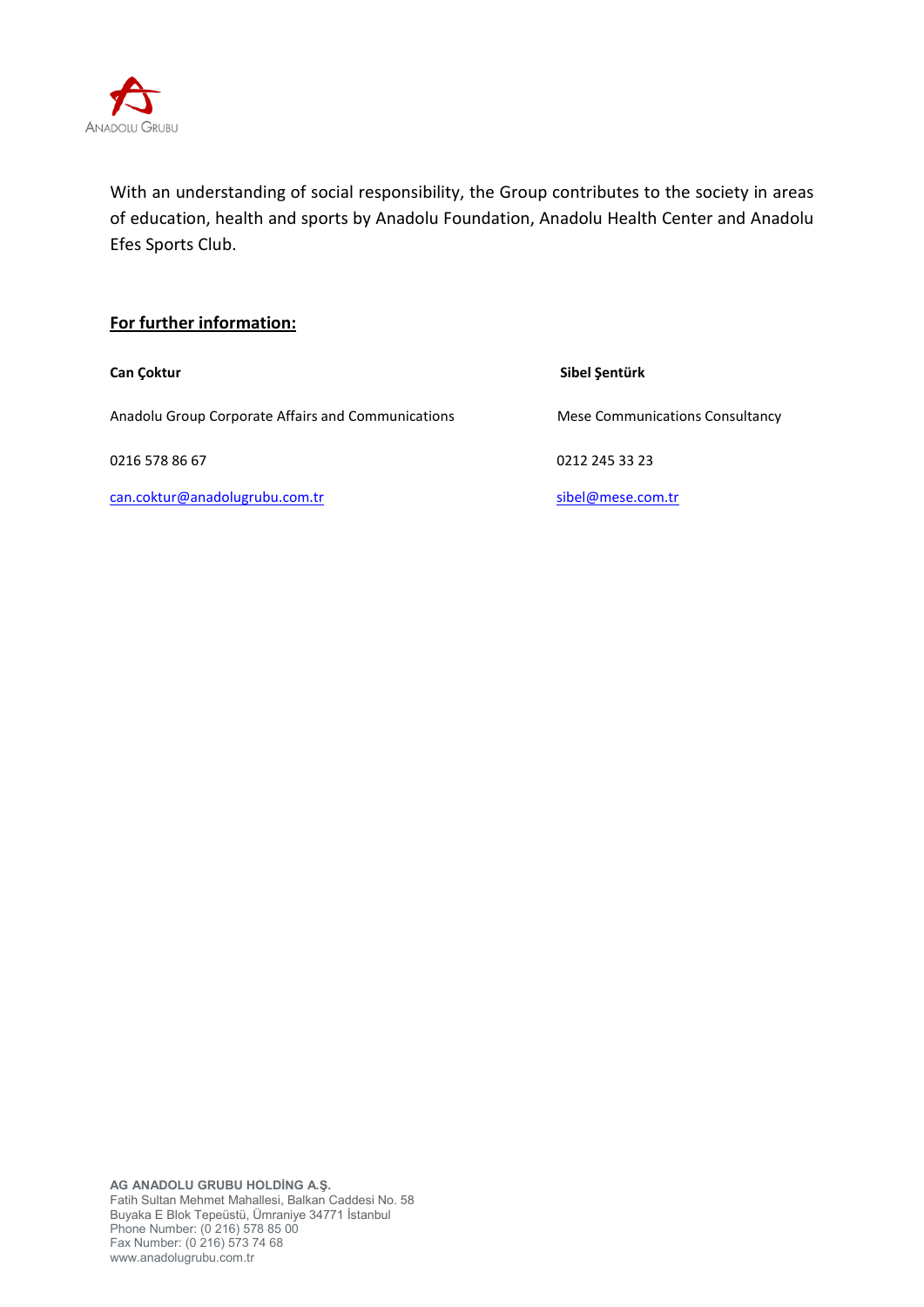With an understanding of social responsibility, the Group contributes to the society in areas of education, health and sports by Anadolu Foundation, Anadolu Health Center and Anadolu Efes Sports Club.

**For further information:**

**Can Çoktur**

Anadolu Group Corporate Affairs and Communications

0216 578 86 67

can.coktur@anadolugrubu.com.tr

**Sibel Şentürk**

Mese Communications Consultancy

0212 245 33 23

sibel@mese.com.tr

**AG ANADOLU GRUBU HOLDİNG A.Ş.**
Fatih Sultan Mehmet Mahallesi, Balkan Caddesi No. 58
Buyaka E Blok Tepeüstü, Ümraniye 34771 İstanbul
Phone Number: (0 216) 578 85 00
Fax Number: (0 216) 573 74 68
www.anadolugrubu.com.tr